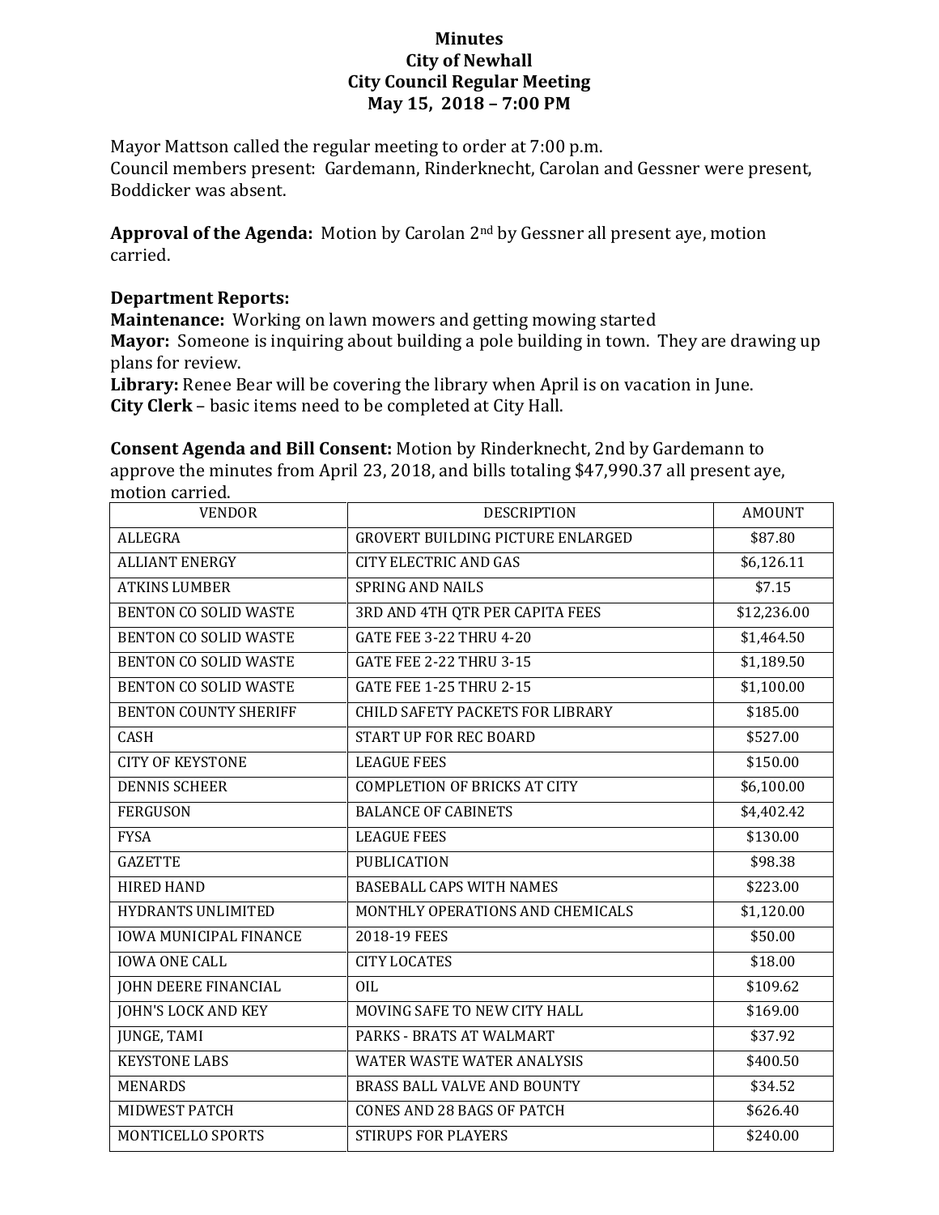# Minutes
## City of Newhall
## City Council Regular Meeting
## May 15, 2018 – 7:00 PM

Mayor Mattson called the regular meeting to order at 7:00 p.m.
Council members present: Gardemann, Rinderknecht, Carolan and Gessner were present, Boddicker was absent.

**Approval of the Agenda:** Motion by Carolan 2nd by Gessner all present aye, motion carried.

**Department Reports:**
**Maintenance:** Working on lawn mowers and getting mowing started
**Mayor:** Someone is inquiring about building a pole building in town. They are drawing up plans for review.
**Library:** Renee Bear will be covering the library when April is on vacation in June.
**City Clerk** – basic items need to be completed at City Hall.

**Consent Agenda and Bill Consent:** Motion by Rinderknecht, 2nd by Gardemann to approve the minutes from April 23, 2018, and bills totaling $47,990.37 all present aye, motion carried.

| VENDOR | DESCRIPTION | AMOUNT |
|---|---|---|
| ALLEGRA | GROVERT BUILDING PICTURE ENLARGED | $87.80 |
| ALLIANT ENERGY | CITY ELECTRIC AND GAS | $6,126.11 |
| ATKINS LUMBER | SPRING AND NAILS | $7.15 |
| BENTON CO SOLID WASTE | 3RD AND 4TH QTR PER CAPITA FEES | $12,236.00 |
| BENTON CO SOLID WASTE | GATE FEE 3-22 THRU 4-20 | $1,464.50 |
| BENTON CO SOLID WASTE | GATE FEE 2-22 THRU 3-15 | $1,189.50 |
| BENTON CO SOLID WASTE | GATE FEE 1-25 THRU 2-15 | $1,100.00 |
| BENTON COUNTY SHERIFF | CHILD SAFETY PACKETS FOR LIBRARY | $185.00 |
| CASH | START UP FOR REC BOARD | $527.00 |
| CITY OF KEYSTONE | LEAGUE FEES | $150.00 |
| DENNIS SCHEER | COMPLETION OF BRICKS AT CITY | $6,100.00 |
| FERGUSON | BALANCE OF CABINETS | $4,402.42 |
| FYSA | LEAGUE FEES | $130.00 |
| GAZETTE | PUBLICATION | $98.38 |
| HIRED HAND | BASEBALL CAPS WITH NAMES | $223.00 |
| HYDRANTS UNLIMITED | MONTHLY OPERATIONS AND CHEMICALS | $1,120.00 |
| IOWA MUNICIPAL FINANCE | 2018-19 FEES | $50.00 |
| IOWA ONE CALL | CITY LOCATES | $18.00 |
| JOHN DEERE FINANCIAL | OIL | $109.62 |
| JOHN'S LOCK AND KEY | MOVING SAFE TO NEW CITY HALL | $169.00 |
| JUNGE, TAMI | PARKS - BRATS AT WALMART | $37.92 |
| KEYSTONE LABS | WATER WASTE WATER ANALYSIS | $400.50 |
| MENARDS | BRASS BALL VALVE AND BOUNTY | $34.52 |
| MIDWEST PATCH | CONES AND 28 BAGS OF PATCH | $626.40 |
| MONTICELLO SPORTS | STIRUPS FOR PLAYERS | $240.00 |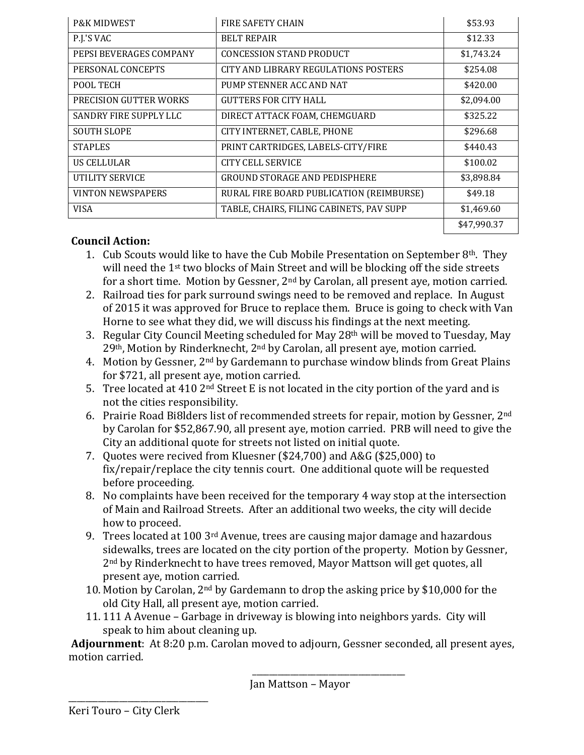| | | |
|---|---|---|
| P&K MIDWEST | FIRE SAFETY CHAIN | $53.93 |
| P.J.'S VAC | BELT REPAIR | $12.33 |
| PEPSI BEVERAGES COMPANY | CONCESSION STAND PRODUCT | $1,743.24 |
| PERSONAL CONCEPTS | CITY AND LIBRARY REGULATIONS POSTERS | $254.08 |
| POOL TECH | PUMP STENNER ACC AND NAT | $420.00 |
| PRECISION GUTTER WORKS | GUTTERS FOR CITY HALL | $2,094.00 |
| SANDRY FIRE SUPPLY LLC | DIRECT ATTACK FOAM, CHEMGUARD | $325.22 |
| SOUTH SLOPE | CITY INTERNET, CABLE, PHONE | $296.68 |
| STAPLES | PRINT CARTRIDGES, LABELS-CITY/FIRE | $440.43 |
| US CELLULAR | CITY CELL SERVICE | $100.02 |
| UTILITY SERVICE | GROUND STORAGE AND PEDISPHERE | $3,898.84 |
| VINTON NEWSPAPERS | RURAL FIRE BOARD PUBLICATION (REIMBURSE) | $49.18 |
| VISA | TABLE, CHAIRS, FILING CABINETS, PAV SUPP | $1,469.60 |
| | | $47,990.37 |

**Council Action:**

1. Cub Scouts would like to have the Cub Mobile Presentation on September 8th. They will need the 1st two blocks of Main Street and will be blocking off the side streets for a short time. Motion by Gessner, 2nd by Carolan, all present aye, motion carried.
2. Railroad ties for park surround swings need to be removed and replace. In August of 2015 it was approved for Bruce to replace them. Bruce is going to check with Van Horne to see what they did, we will discuss his findings at the next meeting.
3. Regular City Council Meeting scheduled for May 28th will be moved to Tuesday, May 29th, Motion by Rinderknecht, 2nd by Carolan, all present aye, motion carried.
4. Motion by Gessner, 2nd by Gardemann to purchase window blinds from Great Plains for $721, all present aye, motion carried.
5. Tree located at 410 2nd Street E is not located in the city portion of the yard and is not the cities responsibility.
6. Prairie Road Bi8lders list of recommended streets for repair, motion by Gessner, 2nd by Carolan for $52,867.90, all present aye, motion carried. PRB will need to give the City an additional quote for streets not listed on initial quote.
7. Quotes were recived from Kluesner ($24,700) and A&G ($25,000) to fix/repair/replace the city tennis court. One additional quote will be requested before proceeding.
8. No complaints have been received for the temporary 4 way stop at the intersection of Main and Railroad Streets. After an additional two weeks, the city will decide how to proceed.
9. Trees located at 100 3rd Avenue, trees are causing major damage and hazardous sidewalks, trees are located on the city portion of the property. Motion by Gessner, 2nd by Rinderknecht to have trees removed, Mayor Mattson will get quotes, all present aye, motion carried.
10. Motion by Carolan, 2nd by Gardemann to drop the asking price by $10,000 for the old City Hall, all present aye, motion carried.
11. 111 A Avenue – Garbage in driveway is blowing into neighbors yards. City will speak to him about cleaning up.

**Adjournment**: At 8:20 p.m. Carolan moved to adjourn, Gessner seconded, all present ayes, motion carried.

\_\_\_\_\_\_\_\_\_\_\_\_\_\_\_\_\_\_\_\_\_\_\_\_\_\_\_\_\_\_\_\_\_\_\_\_

Jan Mattson – Mayor

\_\_\_\_\_\_\_\_\_\_\_\_\_\_\_\_\_\_\_\_\_\_\_\_\_\_\_\_\_\_\_\_\_\_\_\_

Keri Touro – City Clerk